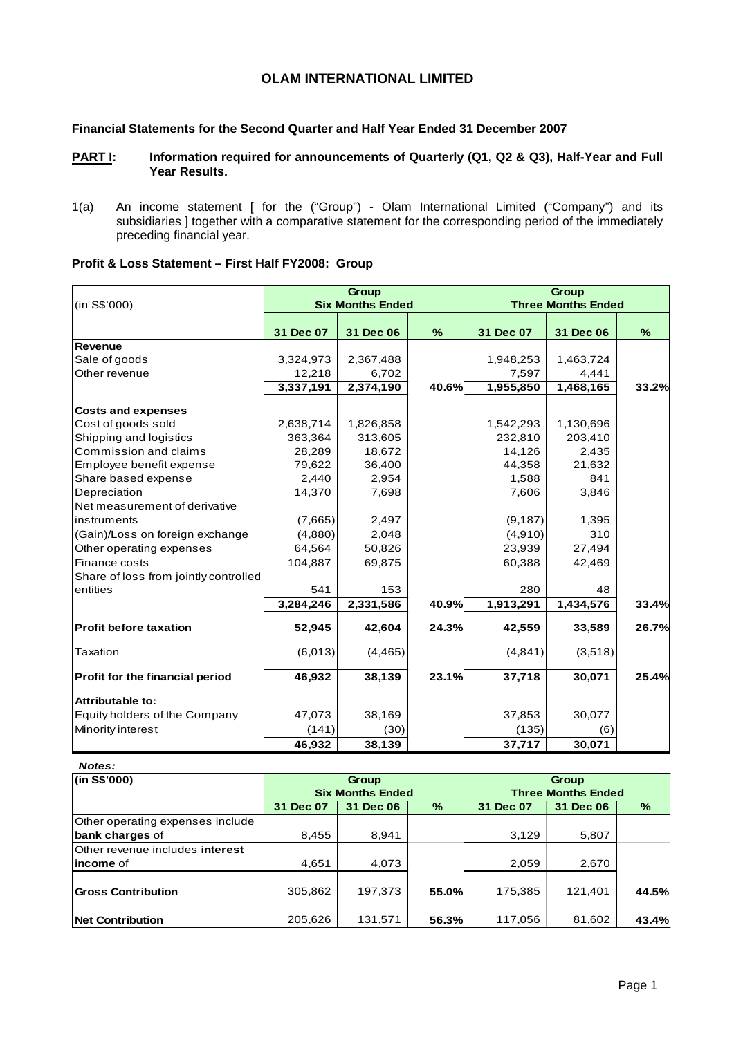# OLAM INTERNATIONAL LIMITED

**Financial Statements for the Second Quarter and Half Year Ended 31 December 2007**

**PART I: Information required for announcements of Quarterly (Q1, Q2 & Q3), Half-Year and Full Year Results.**

1(a) An income statement [ for the ("Group") - Olam International Limited ("Company") and its subsidiaries ] together with a comparative statement for the corresponding period of the immediately preceding financial year.

**Profit & Loss Statement – First Half FY2008: Group**

| (in S$'000) | Group | | | Group | | |
|---|---|---|---|---|---|---|
| | Six Months Ended | | | Three Months Ended | | |
| | 31 Dec 07 | 31 Dec 06 | % | 31 Dec 07 | 31 Dec 06 | % |
| **Revenue** | | | | | | |
| Sale of goods | 3,324,973 | 2,367,488 | | 1,948,253 | 1,463,724 | |
| Other revenue | 12,218 | 6,702 | | 7,597 | 4,441 | |
| | 3,337,191 | 2,374,190 | 40.6% | 1,955,850 | 1,468,165 | 33.2% |
| **Costs and expenses** | | | | | | |
| Cost of goods sold | 2,638,714 | 1,826,858 | | 1,542,293 | 1,130,696 | |
| Shipping and logistics | 363,364 | 313,605 | | 232,810 | 203,410 | |
| Commission and claims | 28,289 | 18,672 | | 14,126 | 2,435 | |
| Employee benefit expense | 79,622 | 36,400 | | 44,358 | 21,632 | |
| Share based expense | 2,440 | 2,954 | | 1,588 | 841 | |
| Depreciation | 14,370 | 7,698 | | 7,606 | 3,846 | |
| Net measurement of derivative instruments | (7,665) | 2,497 | | (9,187) | 1,395 | |
| (Gain)/Loss on foreign exchange | (4,880) | 2,048 | | (4,910) | 310 | |
| Other operating expenses | 64,564 | 50,826 | | 23,939 | 27,494 | |
| Finance costs | 104,887 | 69,875 | | 60,388 | 42,469 | |
| Share of loss from jointly controlled entities | 541 | 153 | | 280 | 48 | |
| | 3,284,246 | 2,331,586 | 40.9% | 1,913,291 | 1,434,576 | 33.4% |
| **Profit before taxation** | **52,945** | **42,604** | **24.3%** | **42,559** | **33,589** | **26.7%** |
| Taxation | (6,013) | (4,465) | | (4,841) | (3,518) | |
| **Profit for the financial period** | **46,932** | **38,139** | **23.1%** | **37,718** | **30,071** | **25.4%** |
| **Attributable to:** | | | | | | |
| Equity holders of the Company | 47,073 | 38,169 | | 37,853 | 30,077 | |
| Minority interest | (141) | (30) | | (135) | (6) | |
| | 46,932 | 38,139 | | 37,717 | 30,071 | |

***Notes:***

| (in S$'000) | Group | | | Group | | |
|---|---|---|---|---|---|---|
| | Six Months Ended | | | Three Months Ended | | |
| | 31 Dec 07 | 31 Dec 06 | % | 31 Dec 07 | 31 Dec 06 | % |
| Other operating expenses include **bank charges** of | 8,455 | 8,941 | | 3,129 | 5,807 | |
| Other revenue includes **interest income** of | 4,651 | 4,073 | | 2,059 | 2,670 | |
| **Gross Contribution** | 305,862 | 197,373 | **55.0%** | 175,385 | 121,401 | **44.5%** |
| **Net Contribution** | 205,626 | 131,571 | **56.3%** | 117,056 | 81,602 | **43.4%** |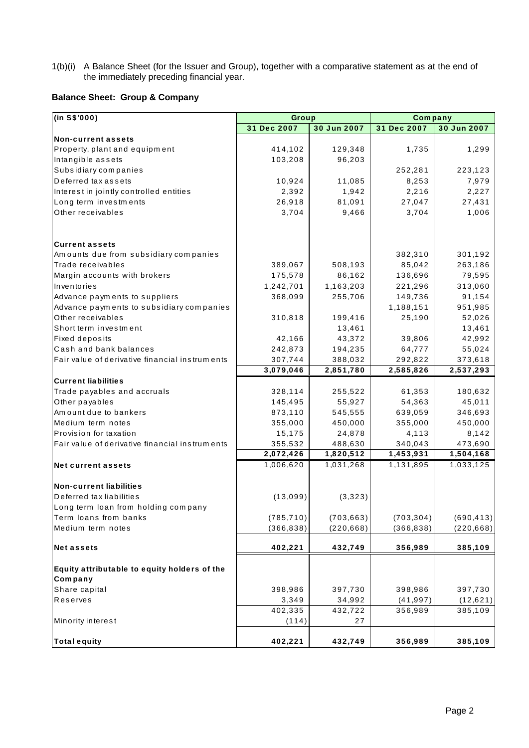1(b)(i) A Balance Sheet (for the Issuer and Group), together with a comparative statement as at the end of the immediately preceding financial year.

**Balance Sheet: Group & Company**

| (in S$'000) | Group | | Company | |
|---|---|---|---|---|
| | 31 Dec 2007 | 30 Jun 2007 | 31 Dec 2007 | 30 Jun 2007 |
| **Non-current assets** | | | | |
| Property, plant and equipment | 414,102 | 129,348 | 1,735 | 1,299 |
| Intangible assets | 103,208 | 96,203 | | |
| Subsidiary companies | | | 252,281 | 223,123 |
| Deferred tax assets | 10,924 | 11,085 | 8,253 | 7,979 |
| Interest in jointly controlled entities | 2,392 | 1,942 | 2,216 | 2,227 |
| Long term investments | 26,918 | 81,091 | 27,047 | 27,431 |
| Other receivables | 3,704 | 9,466 | 3,704 | 1,006 |
| **Current assets** | | | | |
| Amounts due from subsidiary companies | | | 382,310 | 301,192 |
| Trade receivables | 389,067 | 508,193 | 85,042 | 263,186 |
| Margin accounts with brokers | 175,578 | 86,162 | 136,696 | 79,595 |
| Inventories | 1,242,701 | 1,163,203 | 221,296 | 313,060 |
| Advance payments to suppliers | 368,099 | 255,706 | 149,736 | 91,154 |
| Advance payments to subsidiary companies | | | 1,188,151 | 951,985 |
| Other receivables | 310,818 | 199,416 | 25,190 | 52,026 |
| Short term investment | | 13,461 | | 13,461 |
| Fixed deposits | 42,166 | 43,372 | 39,806 | 42,992 |
| Cash and bank balances | 242,873 | 194,235 | 64,777 | 55,024 |
| Fair value of derivative financial instruments | 307,744 | 388,032 | 292,822 | 373,618 |
| | **3,079,046** | **2,851,780** | **2,585,826** | **2,537,293** |
| **Current liabilities** | | | | |
| Trade payables and accruals | 328,114 | 255,522 | 61,353 | 180,632 |
| Other payables | 145,495 | 55,927 | 54,363 | 45,011 |
| Amount due to bankers | 873,110 | 545,555 | 639,059 | 346,693 |
| Medium term notes | 355,000 | 450,000 | 355,000 | 450,000 |
| Provision for taxation | 15,175 | 24,878 | 4,113 | 8,142 |
| Fair value of derivative financial instruments | 355,532 | 488,630 | 340,043 | 473,690 |
| | **2,072,426** | **1,820,512** | **1,453,931** | **1,504,168** |
| **Net current assets** | 1,006,620 | 1,031,268 | 1,131,895 | 1,033,125 |
| **Non-current liabilities** | | | | |
| Deferred tax liabilities | (13,099) | (3,323) | | |
| Long term loan from holding company | | | | |
| Term loans from banks | (785,710) | (703,663) | (703,304) | (690,413) |
| Medium term notes | (366,838) | (220,668) | (366,838) | (220,668) |
| **Net assets** | **402,221** | **432,749** | **356,989** | **385,109** |
| **Equity attributable to equity holders of the Company** | | | | |
| Share capital | 398,986 | 397,730 | 398,986 | 397,730 |
| Reserves | 3,349 | 34,992 | (41,997) | (12,621) |
| | 402,335 | 432,722 | 356,989 | 385,109 |
| Minority interest | (114) | 27 | | |
| **Total equity** | **402,221** | **432,749** | **356,989** | **385,109** |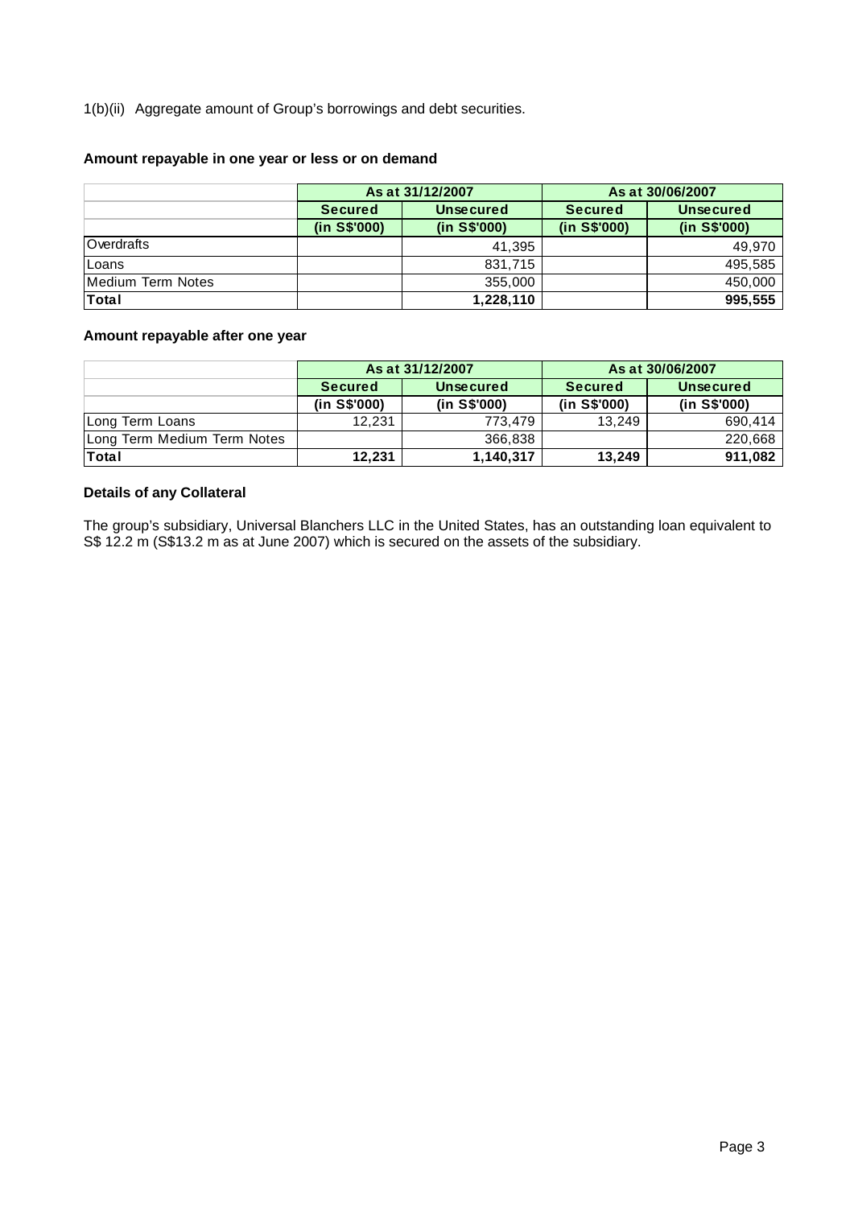1(b)(ii) Aggregate amount of Group's borrowings and debt securities.

**Amount repayable in one year or less or on demand**

| | As at 31/12/2007 | | As at 30/06/2007 | |
|---|---|---|---|---|
| | **Secured** | **Unsecured** | **Secured** | **Unsecured** |
| | **(in S$'000)** | **(in S$'000)** | **(in S$'000)** | **(in S$'000)** |
| Overdrafts | | 41,395 | | 49,970 |
| Loans | | 831,715 | | 495,585 |
| Medium Term Notes | | 355,000 | | 450,000 |
| **Total** | | **1,228,110** | | **995,555** |

**Amount repayable after one year**

| | As at 31/12/2007 | | As at 30/06/2007 | |
|---|---|---|---|---|
| | **Secured** | **Unsecured** | **Secured** | **Unsecured** |
| | **(in S$'000)** | **(in S$'000)** | **(in S$'000)** | **(in S$'000)** |
| Long Term Loans | 12,231 | 773,479 | 13,249 | 690,414 |
| Long Term Medium Term Notes | | 366,838 | | 220,668 |
| **Total** | **12,231** | **1,140,317** | **13,249** | **911,082** |

**Details of any Collateral**

The group's subsidiary, Universal Blanchers LLC in the United States, has an outstanding loan equivalent to S$ 12.2 m (S$13.2 m as at June 2007) which is secured on the assets of the subsidiary.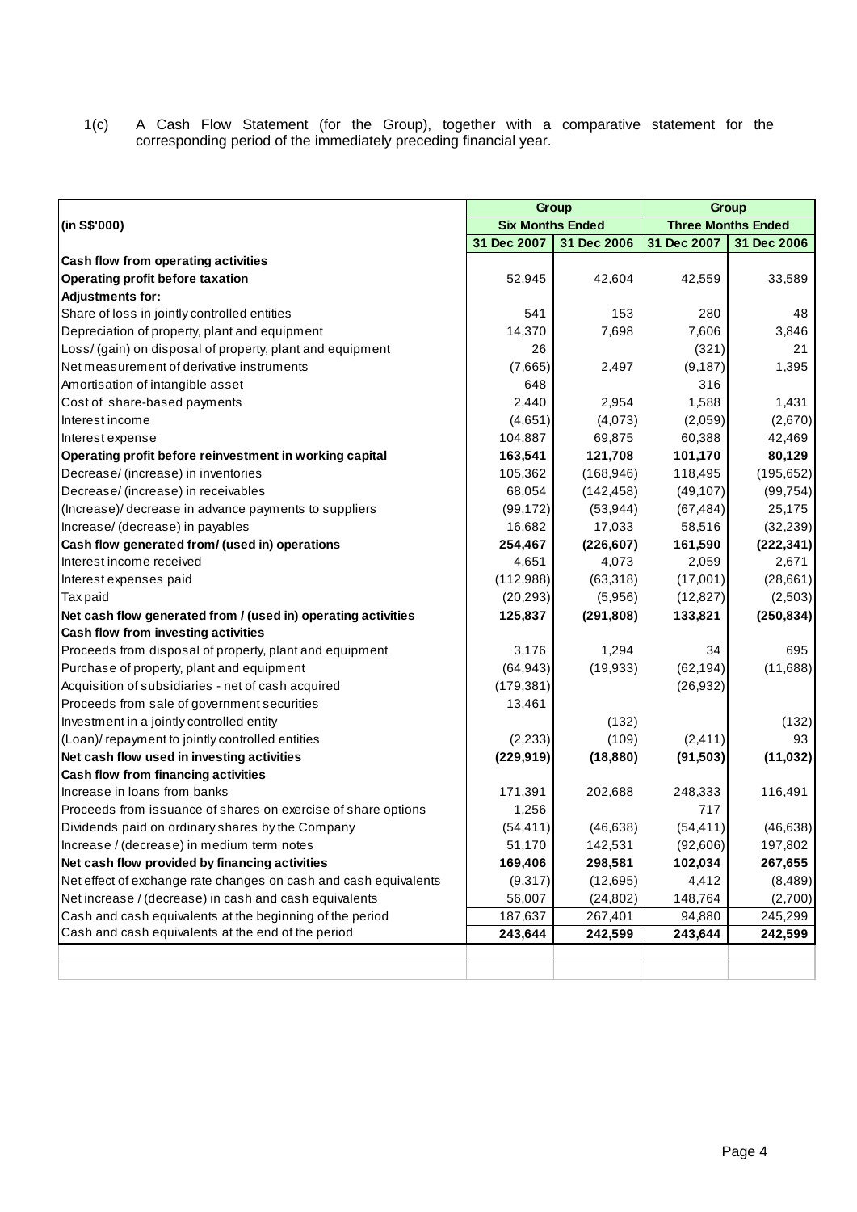1(c) A Cash Flow Statement (for the Group), together with a comparative statement for the corresponding period of the immediately preceding financial year.

| (in S$'000) | Group | | Group | |
|---|---|---|---|---|
| | Six Months Ended | | Three Months Ended | |
| | 31 Dec 2007 | 31 Dec 2006 | 31 Dec 2007 | 31 Dec 2006 |
| **Cash flow from operating activities** | | | | |
| **Operating profit before taxation** | 52,945 | 42,604 | 42,559 | 33,589 |
| **Adjustments for:** | | | | |
| Share of loss in jointly controlled entities | 541 | 153 | 280 | 48 |
| Depreciation of property, plant and equipment | 14,370 | 7,698 | 7,606 | 3,846 |
| Loss/ (gain) on disposal of property, plant and equipment | 26 | | (321) | 21 |
| Net measurement of derivative instruments | (7,665) | 2,497 | (9,187) | 1,395 |
| Amortisation of intangible asset | 648 | | 316 | |
| Cost of share-based payments | 2,440 | 2,954 | 1,588 | 1,431 |
| Interest income | (4,651) | (4,073) | (2,059) | (2,670) |
| Interest expense | 104,887 | 69,875 | 60,388 | 42,469 |
| **Operating profit before reinvestment in working capital** | **163,541** | **121,708** | **101,170** | **80,129** |
| Decrease/ (increase) in inventories | 105,362 | (168,946) | 118,495 | (195,652) |
| Decrease/ (increase) in receivables | 68,054 | (142,458) | (49,107) | (99,754) |
| (Increase)/ decrease in advance payments to suppliers | (99,172) | (53,944) | (67,484) | 25,175 |
| Increase/ (decrease) in payables | 16,682 | 17,033 | 58,516 | (32,239) |
| **Cash flow generated from/ (used in) operations** | **254,467** | **(226,607)** | **161,590** | **(222,341)** |
| Interest income received | 4,651 | 4,073 | 2,059 | 2,671 |
| Interest expenses paid | (112,988) | (63,318) | (17,001) | (28,661) |
| Tax paid | (20,293) | (5,956) | (12,827) | (2,503) |
| **Net cash flow generated from / (used in) operating activities** | **125,837** | **(291,808)** | **133,821** | **(250,834)** |
| **Cash flow from investing activities** | | | | |
| Proceeds from disposal of property, plant and equipment | 3,176 | 1,294 | 34 | 695 |
| Purchase of property, plant and equipment | (64,943) | (19,933) | (62,194) | (11,688) |
| Acquisition of subsidiaries - net of cash acquired | (179,381) | | (26,932) | |
| Proceeds from sale of government securities | 13,461 | | | |
| Investment in a jointly controlled entity | | (132) | | (132) |
| (Loan)/ repayment to jointly controlled entities | (2,233) | (109) | (2,411) | 93 |
| **Net cash flow used in investing activities** | **(229,919)** | **(18,880)** | **(91,503)** | **(11,032)** |
| **Cash flow from financing activities** | | | | |
| Increase in loans from banks | 171,391 | 202,688 | 248,333 | 116,491 |
| Proceeds from issuance of shares on exercise of share options | 1,256 | | 717 | |
| Dividends paid on ordinary shares by the Company | (54,411) | (46,638) | (54,411) | (46,638) |
| Increase / (decrease) in medium term notes | 51,170 | 142,531 | (92,606) | 197,802 |
| **Net cash flow provided by financing activities** | **169,406** | **298,581** | **102,034** | **267,655** |
| Net effect of exchange rate changes on cash and cash equivalents | (9,317) | (12,695) | 4,412 | (8,489) |
| Net increase / (decrease) in cash and cash equivalents | 56,007 | (24,802) | 148,764 | (2,700) |
| Cash and cash equivalents at the beginning of the period | 187,637 | 267,401 | 94,880 | 245,299 |
| Cash and cash equivalents at the end of the period | **243,644** | **242,599** | **243,644** | **242,599** |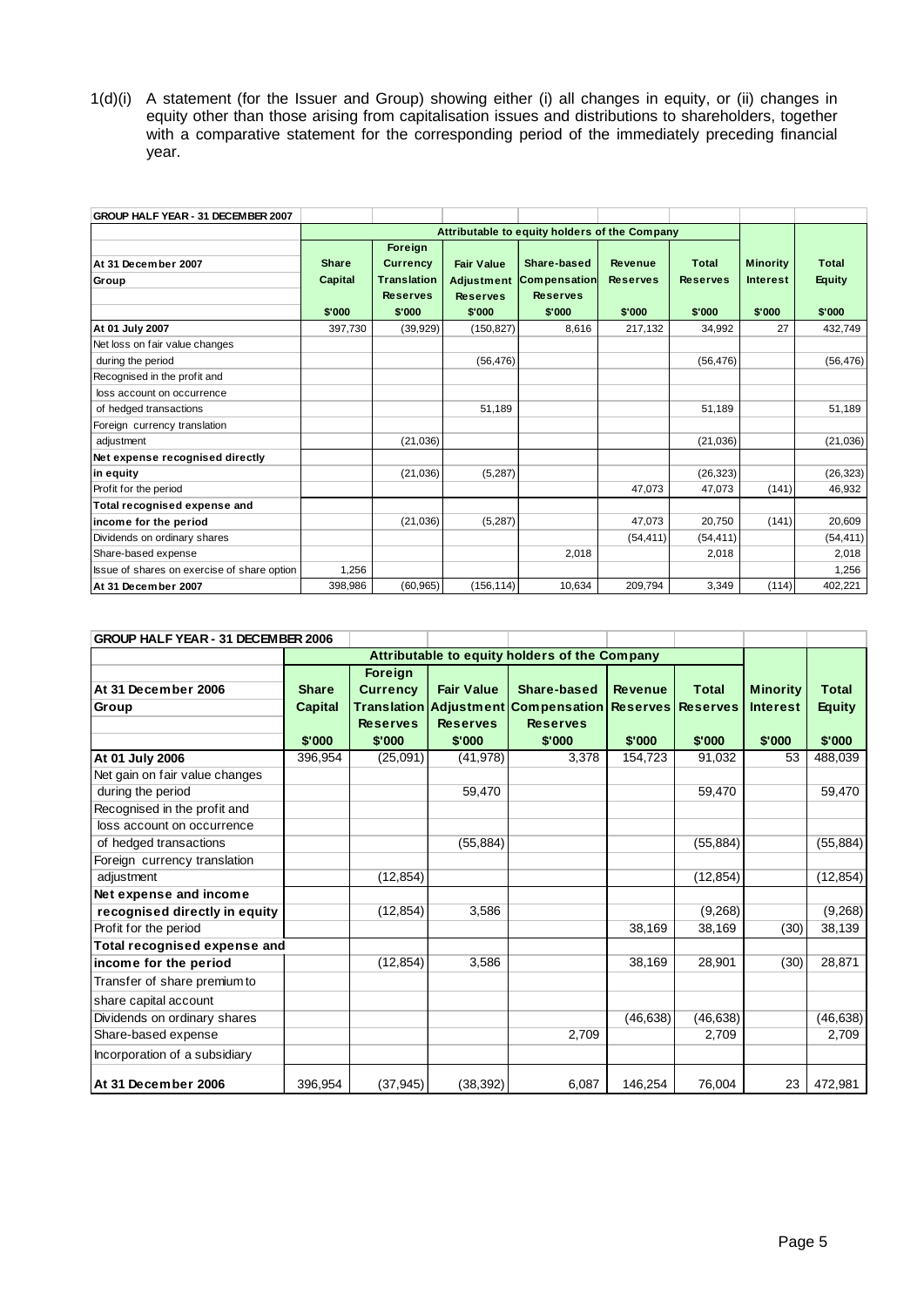1(d)(i) A statement (for the Issuer and Group) showing either (i) all changes in equity, or (ii) changes in equity other than those arising from capitalisation issues and distributions to shareholders, together with a comparative statement for the corresponding period of the immediately preceding financial year.

| GROUP HALF YEAR - 31 DECEMBER 2007 | | | | | | | | |
|---|---|---|---|---|---|---|---|---|
| | Attributable to equity holders of the Company | | | | | | | |
| At 31 December 2007 Group | Share Capital | Foreign Currency Translation Reserves | Fair Value Adjustment Reserves | Share-based Compensation Reserves | Revenue Reserves | Total Reserves | Minority Interest | Total Equity |
| | $'000 | $'000 | $'000 | $'000 | $'000 | $'000 | $'000 | $'000 |
| **At 01 July 2007** | 397,730 | (39,929) | (150,827) | 8,616 | 217,132 | 34,992 | 27 | 432,749 |
| Net loss on fair value changes during the period | | | (56,476) | | | (56,476) | | (56,476) |
| Recognised in the profit and loss account on occurrence of hedged transactions | | | 51,189 | | | 51,189 | | 51,189 |
| Foreign currency translation adjustment | | (21,036) | | | | (21,036) | | (21,036) |
| **Net expense recognised directly in equity** | | (21,036) | (5,287) | | | (26,323) | | (26,323) |
| Profit for the period | | | | | 47,073 | 47,073 | (141) | 46,932 |
| **Total recognised expense and income for the period** | | (21,036) | (5,287) | | 47,073 | 20,750 | (141) | 20,609 |
| Dividends on ordinary shares | | | | | (54,411) | (54,411) | | (54,411) |
| Share-based expense | | | | 2,018 | | 2,018 | | 2,018 |
| Issue of shares on exercise of share option | 1,256 | | | | | | | 1,256 |
| **At 31 December 2007** | 398,986 | (60,965) | (156,114) | 10,634 | 209,794 | 3,349 | (114) | 402,221 |

| GROUP HALF YEAR - 31 DECEMBER 2006 | | | | | | | | |
|---|---|---|---|---|---|---|---|---|
| | Attributable to equity holders of the Company | | | | | | | |
| At 31 December 2006 Group | Share Capital | Foreign Currency Translation Reserves | Fair Value Adjustment Reserves | Share-based Compensation Reserves | Revenue Reserves | Total Reserves | Minority Interest | Total Equity |
| | $'000 | $'000 | $'000 | $'000 | $'000 | $'000 | $'000 | $'000 |
| **At 01 July 2006** | 396,954 | (25,091) | (41,978) | 3,378 | 154,723 | 91,032 | 53 | 488,039 |
| Net gain on fair value changes during the period | | | 59,470 | | | 59,470 | | 59,470 |
| Recognised in the profit and loss account on occurrence of hedged transactions | | | (55,884) | | | (55,884) | | (55,884) |
| Foreign currency translation adjustment | | (12,854) | | | | (12,854) | | (12,854) |
| **Net expense and income recognised directly in equity** | | (12,854) | 3,586 | | | (9,268) | | (9,268) |
| Profit for the period | | | | | 38,169 | 38,169 | (30) | 38,139 |
| **Total recognised expense and income for the period** | | (12,854) | 3,586 | | 38,169 | 28,901 | (30) | 28,871 |
| Transfer of share premium to share capital account | | | | | | | | |
| Dividends on ordinary shares | | | | | (46,638) | (46,638) | | (46,638) |
| Share-based expense | | | | 2,709 | | 2,709 | | 2,709 |
| Incorporation of a subsidiary | | | | | | | | |
| **At 31 December 2006** | 396,954 | (37,945) | (38,392) | 6,087 | 146,254 | 76,004 | 23 | 472,981 |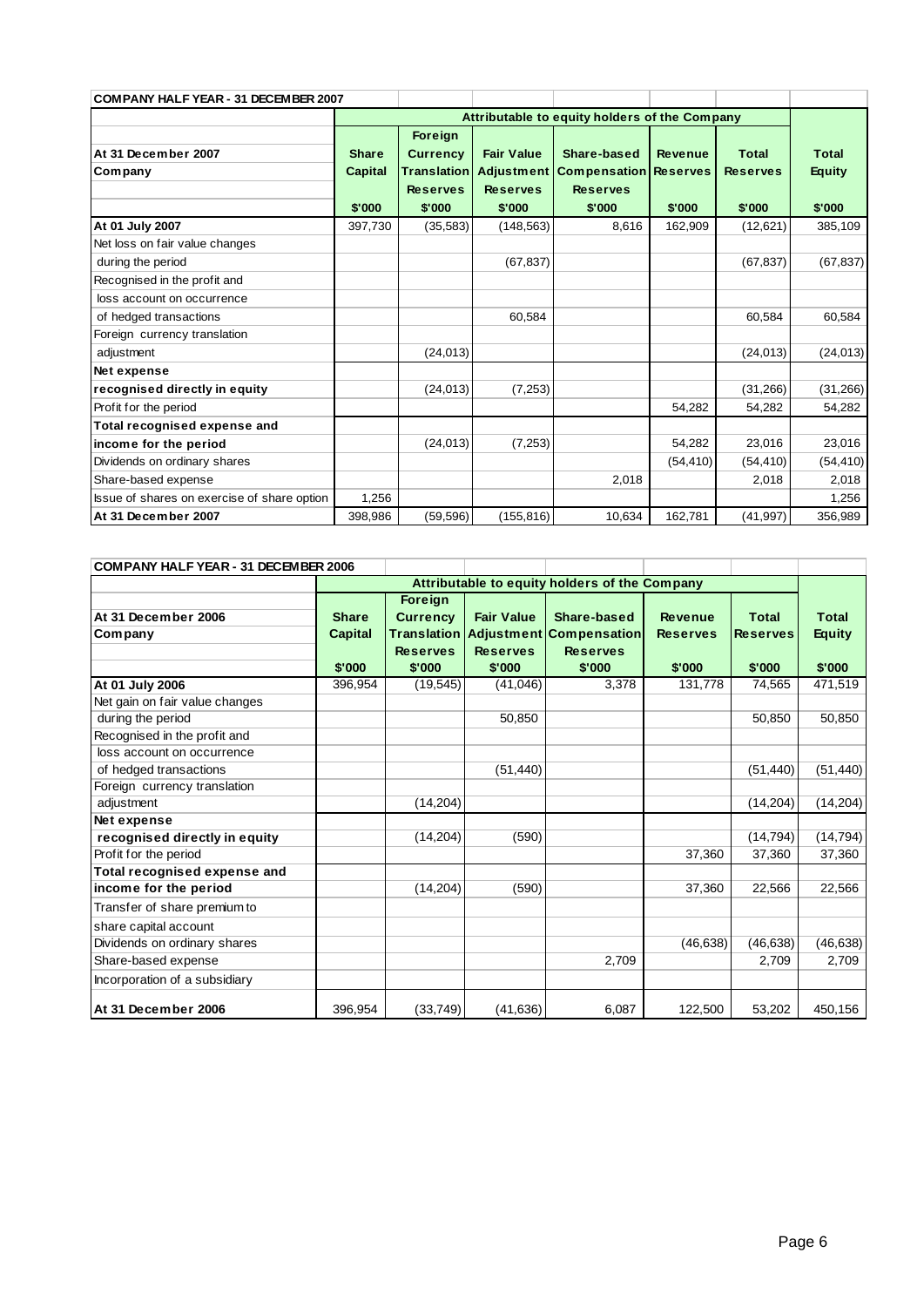**COMPANY HALF YEAR - 31 DECEMBER 2007**

| At 31 December 2007 Company | Attributable to equity holders of the Company | | | | | | |
|---|---|---|---|---|---|---|---|
| | Share Capital | Foreign Currency Translation Reserves | Fair Value Adjustment Reserves | Share-based Compensation Reserves | Revenue Reserves | Total Reserves | Total Equity |
| | $'000 | $'000 | $'000 | $'000 | $'000 | $'000 | $'000 |
| **At 01 July 2007** | 397,730 | (35,583) | (148,563) | 8,616 | 162,909 | (12,621) | 385,109 |
| Net loss on fair value changes during the period | | | (67,837) | | | (67,837) | (67,837) |
| Recognised in the profit and loss account on occurrence of hedged transactions | | | 60,584 | | | 60,584 | 60,584 |
| Foreign currency translation adjustment | | (24,013) | | | | (24,013) | (24,013) |
| **Net expense recognised directly in equity** | | (24,013) | (7,253) | | | (31,266) | (31,266) |
| Profit for the period | | | | | 54,282 | 54,282 | 54,282 |
| **Total recognised expense and income for the period** | | (24,013) | (7,253) | | 54,282 | 23,016 | 23,016 |
| Dividends on ordinary shares | | | | | (54,410) | (54,410) | (54,410) |
| Share-based expense | | | | 2,018 | | 2,018 | 2,018 |
| Issue of shares on exercise of share option | 1,256 | | | | | | 1,256 |
| **At 31 December 2007** | 398,986 | (59,596) | (155,816) | 10,634 | 162,781 | (41,997) | 356,989 |

**COMPANY HALF YEAR - 31 DECEMBER 2006**

| At 31 December 2006 Company | Attributable to equity holders of the Company | | | | | | |
|---|---|---|---|---|---|---|---|
| | Share Capital | Foreign Currency Translation Reserves | Fair Value Adjustment Reserves | Share-based Compensation Reserves | Revenue Reserves | Total Reserves | Total Equity |
| | $'000 | $'000 | $'000 | $'000 | $'000 | $'000 | $'000 |
| **At 01 July 2006** | 396,954 | (19,545) | (41,046) | 3,378 | 131,778 | 74,565 | 471,519 |
| Net gain on fair value changes during the period | | | 50,850 | | | 50,850 | 50,850 |
| Recognised in the profit and loss account on occurrence of hedged transactions | | | (51,440) | | | (51,440) | (51,440) |
| Foreign currency translation adjustment | | (14,204) | | | | (14,204) | (14,204) |
| **Net expense recognised directly in equity** | | (14,204) | (590) | | | (14,794) | (14,794) |
| Profit for the period | | | | | 37,360 | 37,360 | 37,360 |
| **Total recognised expense and income for the period** | | (14,204) | (590) | | 37,360 | 22,566 | 22,566 |
| Transfer of share premium to share capital account | | | | | | | |
| Dividends on ordinary shares | | | | | (46,638) | (46,638) | (46,638) |
| Share-based expense | | | | 2,709 | | 2,709 | 2,709 |
| Incorporation of a subsidiary | | | | | | | |
| **At 31 December 2006** | 396,954 | (33,749) | (41,636) | 6,087 | 122,500 | 53,202 | 450,156 |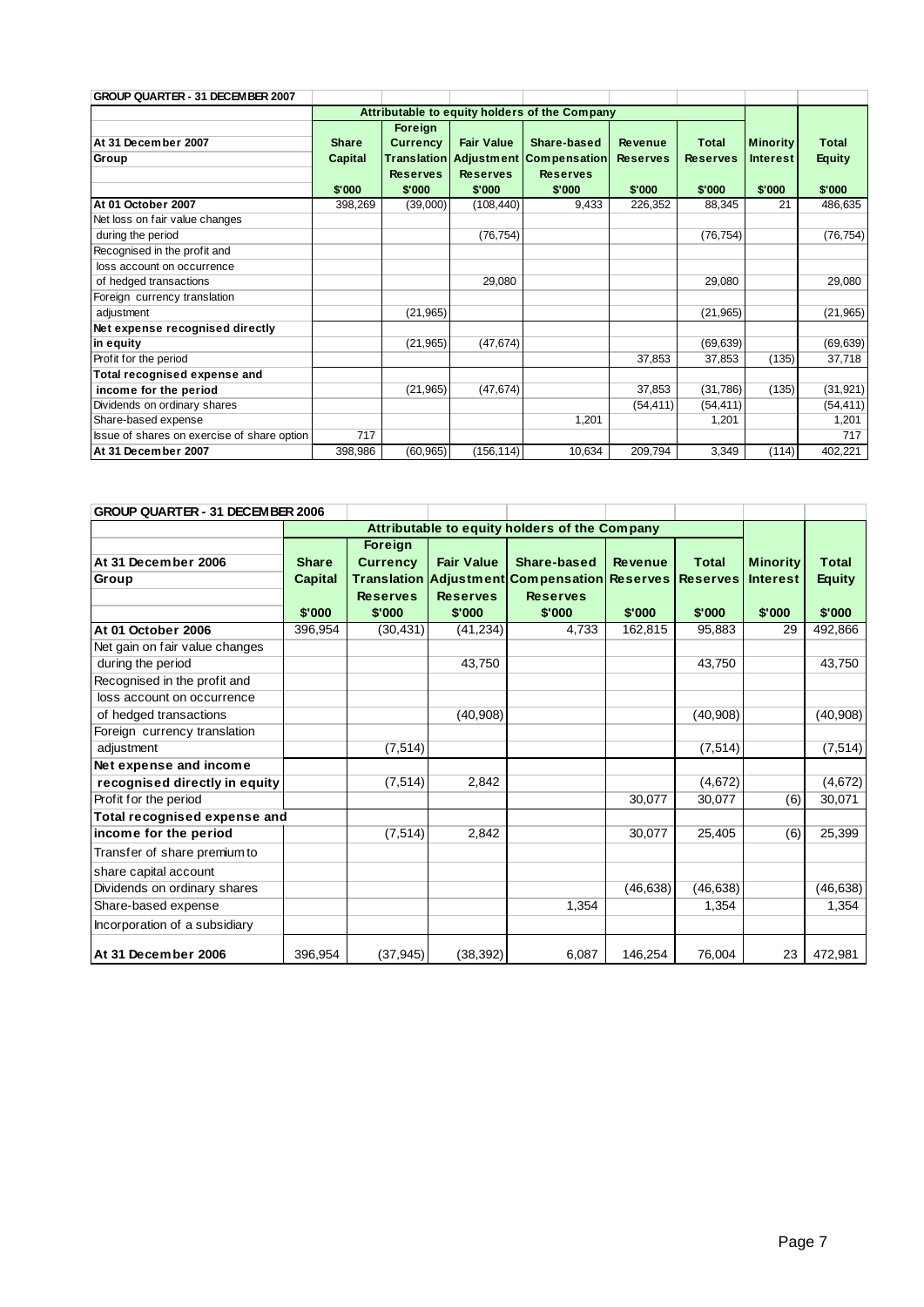**GROUP QUARTER - 31 DECEMBER 2007**

| At 31 December 2007 Group | Attributable to equity holders of the Company Share Capital | Foreign Currency Translation Reserves | Fair Value Adjustment Reserves | Share-based Compensation Reserves | Revenue Reserves | Total Reserves | Minority Interest | Total Equity |
|---|---|---|---|---|---|---|---|---|
| | $'000 | $'000 | $'000 | $'000 | $'000 | $'000 | $'000 | $'000 |
| **At 01 October 2007** | 398,269 | (39,000) | (108,440) | 9,433 | 226,352 | 88,345 | 21 | 486,635 |
| Net loss on fair value changes during the period | | | (76,754) | | | (76,754) | | (76,754) |
| Recognised in the profit and loss account on occurrence of hedged transactions | | | 29,080 | | | 29,080 | | 29,080 |
| Foreign currency translation adjustment | | (21,965) | | | | (21,965) | | (21,965) |
| **Net expense recognised directly in equity** | | (21,965) | (47,674) | | | (69,639) | | (69,639) |
| Profit for the period | | | | | 37,853 | 37,853 | (135) | 37,718 |
| **Total recognised expense and income for the period** | | (21,965) | (47,674) | | 37,853 | (31,786) | (135) | (31,921) |
| Dividends on ordinary shares | | | | | (54,411) | (54,411) | | (54,411) |
| Share-based expense | | | | 1,201 | | 1,201 | | 1,201 |
| Issue of shares on exercise of share option | 717 | | | | | | | 717 |
| **At 31 December 2007** | 398,986 | (60,965) | (156,114) | 10,634 | 209,794 | 3,349 | (114) | 402,221 |

**GROUP QUARTER - 31 DECEMBER 2006**

| At 31 December 2006 Group | Attributable to equity holders of the Company Share Capital | Foreign Currency Translation Reserves | Fair Value Adjustment Reserves | Share-based Compensation Reserves | Revenue Reserves | Total Reserves | Minority Interest | Total Equity |
|---|---|---|---|---|---|---|---|---|
| | $'000 | $'000 | $'000 | $'000 | $'000 | $'000 | $'000 | $'000 |
| **At 01 October 2006** | 396,954 | (30,431) | (41,234) | 4,733 | 162,815 | 95,883 | 29 | 492,866 |
| Net gain on fair value changes during the period | | | 43,750 | | | 43,750 | | 43,750 |
| Recognised in the profit and loss account on occurrence of hedged transactions | | | (40,908) | | | (40,908) | | (40,908) |
| Foreign currency translation adjustment | | (7,514) | | | | (7,514) | | (7,514) |
| **Net expense and income recognised directly in equity** | | (7,514) | 2,842 | | | (4,672) | | (4,672) |
| Profit for the period | | | | | 30,077 | 30,077 | (6) | 30,071 |
| **Total recognised expense and income for the period** | | (7,514) | 2,842 | | 30,077 | 25,405 | (6) | 25,399 |
| Transfer of share premium to share capital account | | | | | | | | |
| Dividends on ordinary shares | | | | | (46,638) | (46,638) | | (46,638) |
| Share-based expense | | | | 1,354 | | 1,354 | | 1,354 |
| Incorporation of a subsidiary | | | | | | | | |
| **At 31 December 2006** | 396,954 | (37,945) | (38,392) | 6,087 | 146,254 | 76,004 | 23 | 472,981 |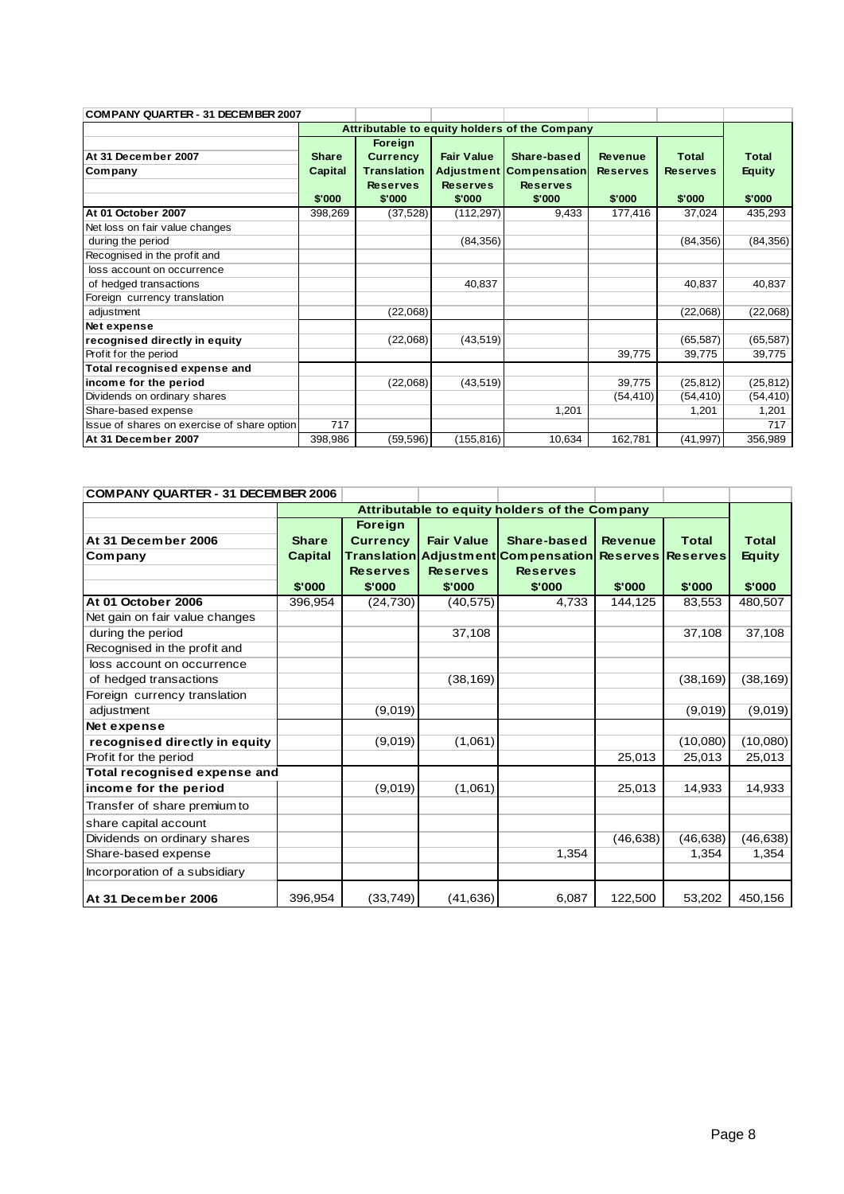**COMPANY QUARTER - 31 DECEMBER 2007**

| At 31 December 2007 Company | Attributable to equity holders of the Company | | | | | | |
|---|---|---|---|---|---|---|---|
| | Share Capital | Foreign Currency Translation Reserves | Fair Value Adjustment Reserves | Share-based Compensation Reserves | Revenue Reserves | Total Reserves | Total Equity |
| | $'000 | $'000 | $'000 | $'000 | $'000 | $'000 | $'000 |
| **At 01 October 2007** | 398,269 | (37,528) | (112,297) | 9,433 | 177,416 | 37,024 | 435,293 |
| Net loss on fair value changes during the period | | | (84,356) | | | (84,356) | (84,356) |
| Recognised in the profit and loss account on occurrence of hedged transactions | | | 40,837 | | | 40,837 | 40,837 |
| Foreign currency translation adjustment | | (22,068) | | | | (22,068) | (22,068) |
| **Net expense recognised directly in equity** | | (22,068) | (43,519) | | | (65,587) | (65,587) |
| Profit for the period | | | | | 39,775 | 39,775 | 39,775 |
| **Total recognised expense and income for the period** | | (22,068) | (43,519) | | 39,775 | (25,812) | (25,812) |
| Dividends on ordinary shares | | | | | (54,410) | (54,410) | (54,410) |
| Share-based expense | | | | 1,201 | | 1,201 | 1,201 |
| Issue of shares on exercise of share option | 717 | | | | | | 717 |
| **At 31 December 2007** | 398,986 | (59,596) | (155,816) | 10,634 | 162,781 | (41,997) | 356,989 |

**COMPANY QUARTER - 31 DECEMBER 2006**

| At 31 December 2006 Company | Attributable to equity holders of the Company | | | | | | |
|---|---|---|---|---|---|---|---|
| | Share Capital | Foreign Currency Translation Reserves | Fair Value Adjustment Reserves | Share-based Compensation Reserves | Revenue Reserves | Total Reserves | Total Equity |
| | $'000 | $'000 | $'000 | $'000 | $'000 | $'000 | $'000 |
| **At 01 October 2006** | 396,954 | (24,730) | (40,575) | 4,733 | 144,125 | 83,553 | 480,507 |
| Net gain on fair value changes during the period | | | 37,108 | | | 37,108 | 37,108 |
| Recognised in the profit and loss account on occurrence of hedged transactions | | | (38,169) | | | (38,169) | (38,169) |
| Foreign currency translation adjustment | | (9,019) | | | | (9,019) | (9,019) |
| **Net expense recognised directly in equity** | | (9,019) | (1,061) | | | (10,080) | (10,080) |
| Profit for the period | | | | | 25,013 | 25,013 | 25,013 |
| **Total recognised expense and income for the period** | | (9,019) | (1,061) | | 25,013 | 14,933 | 14,933 |
| Transfer of share premium to share capital account | | | | | | | |
| Dividends on ordinary shares | | | | | (46,638) | (46,638) | (46,638) |
| Share-based expense | | | | 1,354 | | 1,354 | 1,354 |
| Incorporation of a subsidiary | | | | | | | |
| **At 31 December 2006** | 396,954 | (33,749) | (41,636) | 6,087 | 122,500 | 53,202 | 450,156 |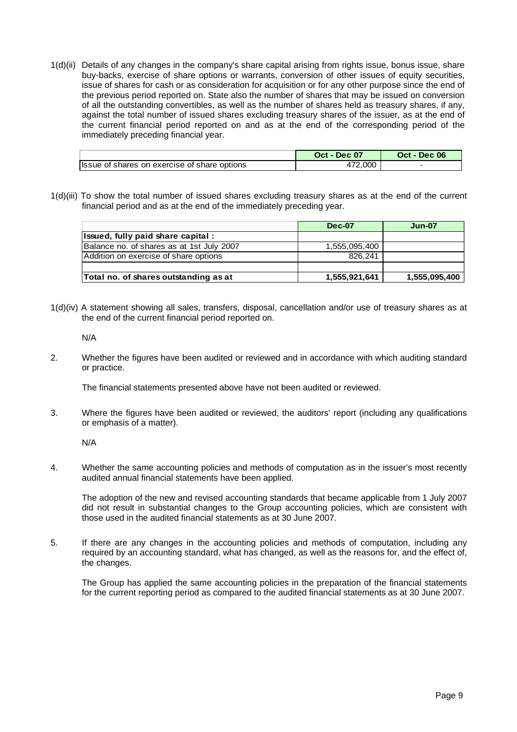1(d)(ii) Details of any changes in the company's share capital arising from rights issue, bonus issue, share buy-backs, exercise of share options or warrants, conversion of other issues of equity securities, issue of shares for cash or as consideration for acquisition or for any other purpose since the end of the previous period reported on. State also the number of shares that may be issued on conversion of all the outstanding convertibles, as well as the number of shares held as treasury shares, if any, against the total number of issued shares excluding treasury shares of the issuer, as at the end of the current financial period reported on and as at the end of the corresponding period of the immediately preceding financial year.

| | Oct - Dec 07 | Oct - Dec 06 |
|---|---|---|
| Issue of shares on exercise of share options | 472,000 | - |

1(d)(iii) To show the total number of issued shares excluding treasury shares as at the end of the current financial period and as at the end of the immediately preceding year.

| | Dec-07 | Jun-07 |
|---|---|---|
| **Issued, fully paid share capital :** | | |
| Balance no. of shares as at 1st July 2007 | 1,555,095,400 | |
| Addition on exercise of share options | 826,241 | |
| | | |
| **Total no. of shares outstanding as at** | **1,555,921,641** | **1,555,095,400** |

1(d)(iv) A statement showing all sales, transfers, disposal, cancellation and/or use of treasury shares as at the end of the current financial period reported on.

N/A

2. Whether the figures have been audited or reviewed and in accordance with which auditing standard or practice.

The financial statements presented above have not been audited or reviewed.

3. Where the figures have been audited or reviewed, the auditors' report (including any qualifications or emphasis of a matter).

N/A

4. Whether the same accounting policies and methods of computation as in the issuer's most recently audited annual financial statements have been applied.

The adoption of the new and revised accounting standards that became applicable from 1 July 2007 did not result in substantial changes to the Group accounting policies, which are consistent with those used in the audited financial statements as at 30 June 2007.

5. If there are any changes in the accounting policies and methods of computation, including any required by an accounting standard, what has changed, as well as the reasons for, and the effect of, the changes.

The Group has applied the same accounting policies in the preparation of the financial statements for the current reporting period as compared to the audited financial statements as at 30 June 2007.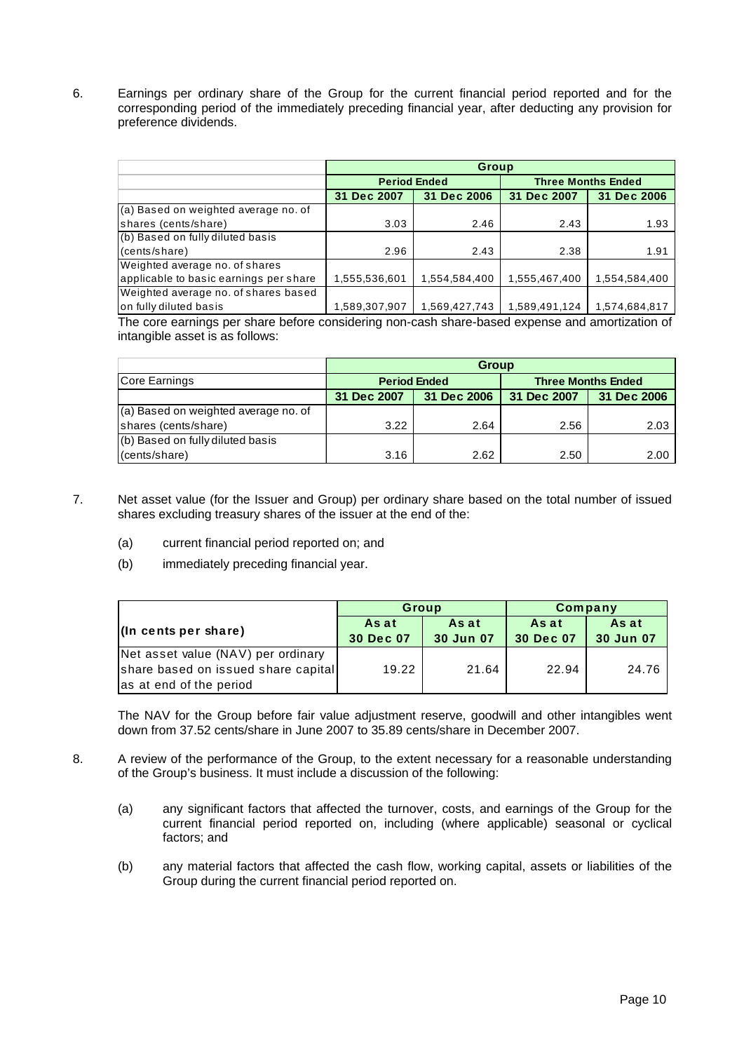6. Earnings per ordinary share of the Group for the current financial period reported and for the corresponding period of the immediately preceding financial year, after deducting any provision for preference dividends.

| | Group | | | |
|---|---|---|---|---|
| | Period Ended | | Three Months Ended | |
| | 31 Dec 2007 | 31 Dec 2006 | 31 Dec 2007 | 31 Dec 2006 |
| (a) Based on weighted average no. of shares (cents/share) | 3.03 | 2.46 | 2.43 | 1.93 |
| (b) Based on fully diluted basis (cents/share) | 2.96 | 2.43 | 2.38 | 1.91 |
| Weighted average no. of shares applicable to basic earnings per share | 1,555,536,601 | 1,554,584,400 | 1,555,467,400 | 1,554,584,400 |
| Weighted average no. of shares based on fully diluted basis | 1,589,307,907 | 1,569,427,743 | 1,589,491,124 | 1,574,684,817 |

The core earnings per share before considering non-cash share-based expense and amortization of intangible asset is as follows:

| | Group | | | |
|---|---|---|---|---|
| Core Earnings | Period Ended | | Three Months Ended | |
| | 31 Dec 2007 | 31 Dec 2006 | 31 Dec 2007 | 31 Dec 2006 |
| (a) Based on weighted average no. of shares (cents/share) | 3.22 | 2.64 | 2.56 | 2.03 |
| (b) Based on fully diluted basis (cents/share) | 3.16 | 2.62 | 2.50 | 2.00 |

7. Net asset value (for the Issuer and Group) per ordinary share based on the total number of issued shares excluding treasury shares of the issuer at the end of the:

   (a) current financial period reported on; and

   (b) immediately preceding financial year.

| (In cents per share) | Group | | Company | |
|---|---|---|---|---|
| | As at 30 Dec 07 | As at 30 Jun 07 | As at 30 Dec 07 | As at 30 Jun 07 |
| Net asset value (NAV) per ordinary share based on issued share capital as at end of the period | 19.22 | 21.64 | 22.94 | 24.76 |

The NAV for the Group before fair value adjustment reserve, goodwill and other intangibles went down from 37.52 cents/share in June 2007 to 35.89 cents/share in December 2007.

8. A review of the performance of the Group, to the extent necessary for a reasonable understanding of the Group's business. It must include a discussion of the following:

   (a) any significant factors that affected the turnover, costs, and earnings of the Group for the current financial period reported on, including (where applicable) seasonal or cyclical factors; and

   (b) any material factors that affected the cash flow, working capital, assets or liabilities of the Group during the current financial period reported on.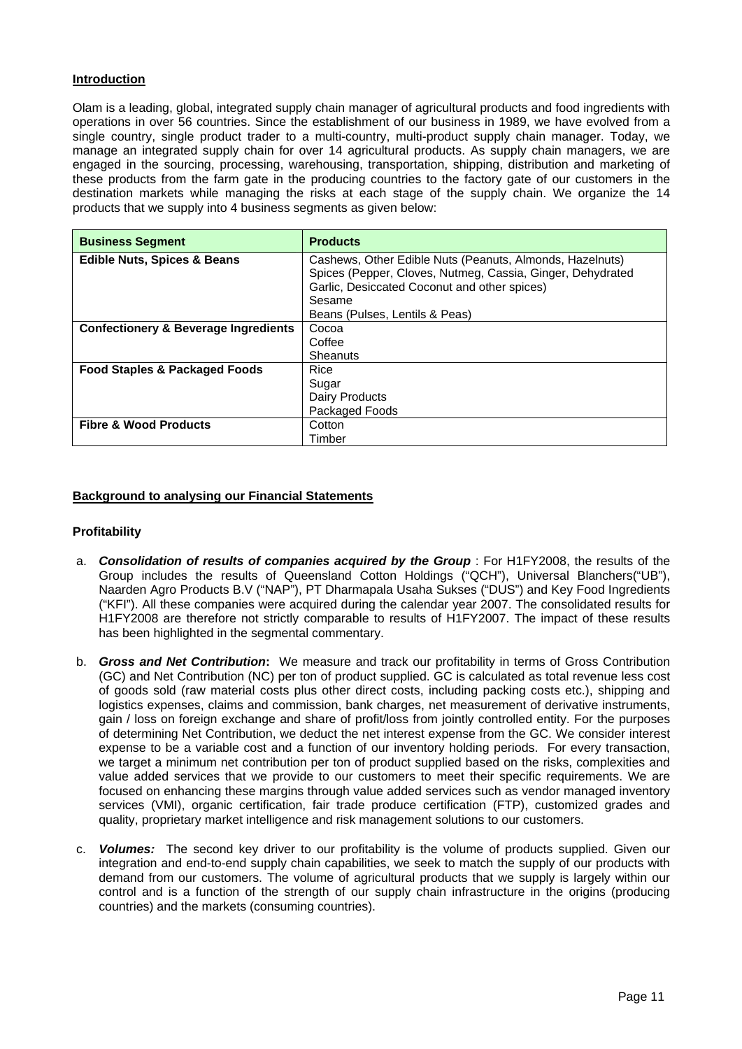## Introduction

Olam is a leading, global, integrated supply chain manager of agricultural products and food ingredients with operations in over 56 countries. Since the establishment of our business in 1989, we have evolved from a single country, single product trader to a multi-country, multi-product supply chain manager. Today, we manage an integrated supply chain for over 14 agricultural products. As supply chain managers, we are engaged in the sourcing, processing, warehousing, transportation, shipping, distribution and marketing of these products from the farm gate in the producing countries to the factory gate of our customers in the destination markets while managing the risks at each stage of the supply chain. We organize the 14 products that we supply into 4 business segments as given below:

| Business Segment | Products |
| --- | --- |
| **Edible Nuts, Spices & Beans** | Cashews, Other Edible Nuts (Peanuts, Almonds, Hazelnuts)<br>Spices (Pepper, Cloves, Nutmeg, Cassia, Ginger, Dehydrated Garlic, Desiccated Coconut and other spices)<br>Sesame<br>Beans (Pulses, Lentils & Peas) |
| **Confectionery & Beverage Ingredients** | Cocoa<br>Coffee<br>Sheanuts |
| **Food Staples & Packaged Foods** | Rice<br>Sugar<br>Dairy Products<br>Packaged Foods |
| **Fibre & Wood Products** | Cotton<br>Timber |

## Background to analysing our Financial Statements

### Profitability

a. ***Consolidation of results of companies acquired by the Group*** : For H1FY2008, the results of the Group includes the results of Queensland Cotton Holdings ("QCH"), Universal Blanchers("UB"), Naarden Agro Products B.V ("NAP"), PT Dharmapala Usaha Sukses ("DUS") and Key Food Ingredients ("KFI"). All these companies were acquired during the calendar year 2007. The consolidated results for H1FY2008 are therefore not strictly comparable to results of H1FY2007. The impact of these results has been highlighted in the segmental commentary.

b. ***Gross and Net Contribution*****:** We measure and track our profitability in terms of Gross Contribution (GC) and Net Contribution (NC) per ton of product supplied. GC is calculated as total revenue less cost of goods sold (raw material costs plus other direct costs, including packing costs etc.), shipping and logistics expenses, claims and commission, bank charges, net measurement of derivative instruments, gain / loss on foreign exchange and share of profit/loss from jointly controlled entity. For the purposes of determining Net Contribution, we deduct the net interest expense from the GC. We consider interest expense to be a variable cost and a function of our inventory holding periods. For every transaction, we target a minimum net contribution per ton of product supplied based on the risks, complexities and value added services that we provide to our customers to meet their specific requirements. We are focused on enhancing these margins through value added services such as vendor managed inventory services (VMI), organic certification, fair trade produce certification (FTP), customized grades and quality, proprietary market intelligence and risk management solutions to our customers.

c. ***Volumes:*** The second key driver to our profitability is the volume of products supplied. Given our integration and end-to-end supply chain capabilities, we seek to match the supply of our products with demand from our customers. The volume of agricultural products that we supply is largely within our control and is a function of the strength of our supply chain infrastructure in the origins (producing countries) and the markets (consuming countries).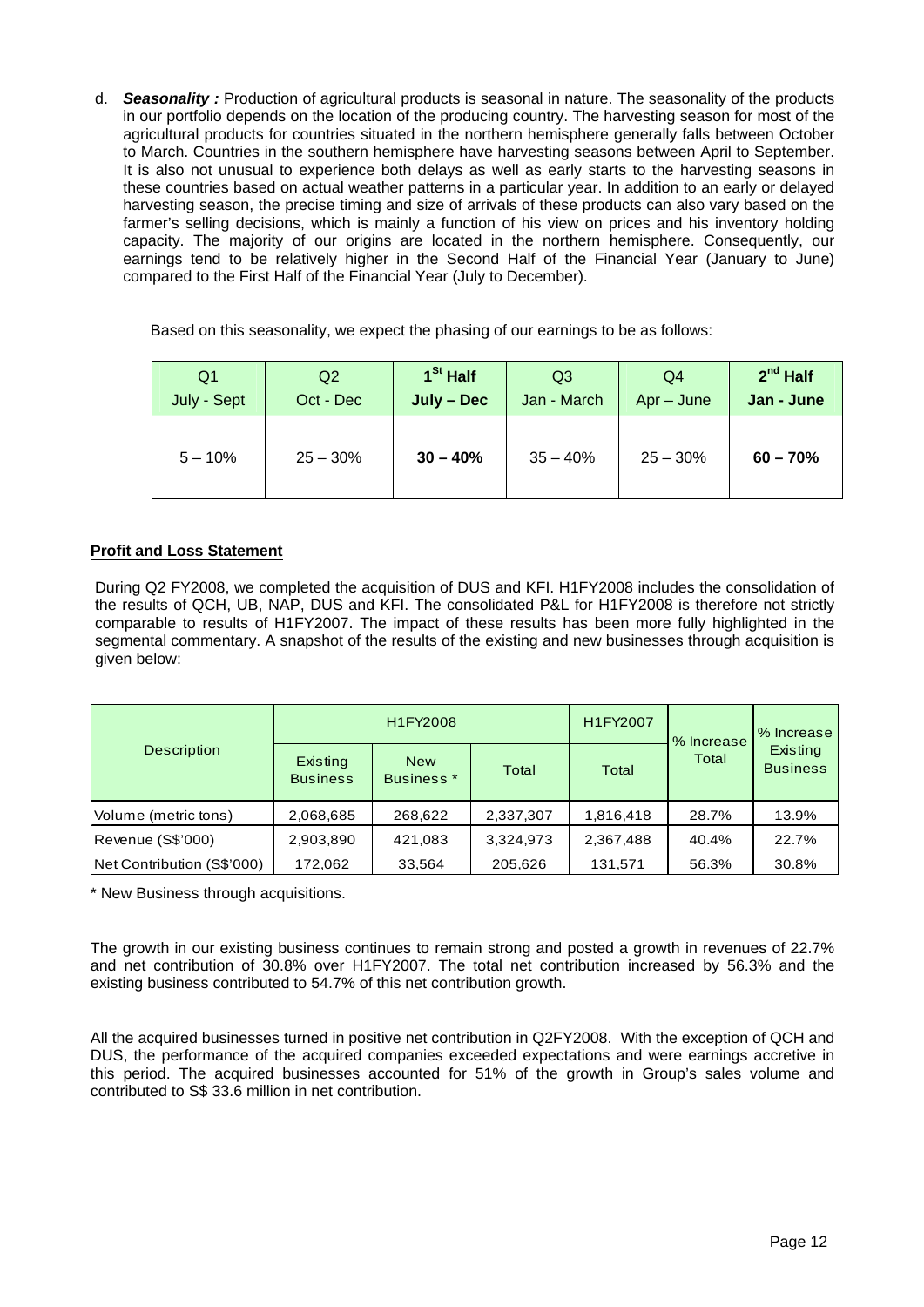d. ***Seasonality :*** Production of agricultural products is seasonal in nature. The seasonality of the products in our portfolio depends on the location of the producing country. The harvesting season for most of the agricultural products for countries situated in the northern hemisphere generally falls between October to March. Countries in the southern hemisphere have harvesting seasons between April to September. It is also not unusual to experience both delays as well as early starts to the harvesting seasons in these countries based on actual weather patterns in a particular year. In addition to an early or delayed harvesting season, the precise timing and size of arrivals of these products can also vary based on the farmer's selling decisions, which is mainly a function of his view on prices and his inventory holding capacity. The majority of our origins are located in the northern hemisphere. Consequently, our earnings tend to be relatively higher in the Second Half of the Financial Year (January to June) compared to the First Half of the Financial Year (July to December).

Based on this seasonality, we expect the phasing of our earnings to be as follows:

| Q1 July - Sept | Q2 Oct - Dec | **1st Half July – Dec** | Q3 Jan - March | Q4 Apr – June | **2nd Half Jan - June** |
|---|---|---|---|---|---|
| 5 – 10% | 25 – 30% | **30 – 40%** | 35 – 40% | 25 – 30% | **60 – 70%** |

**Profit and Loss Statement**

During Q2 FY2008, we completed the acquisition of DUS and KFI. H1FY2008 includes the consolidation of the results of QCH, UB, NAP, DUS and KFI. The consolidated P&L for H1FY2008 is therefore not strictly comparable to results of H1FY2007. The impact of these results has been more fully highlighted in the segmental commentary. A snapshot of the results of the existing and new businesses through acquisition is given below:

| Description | H1FY2008 | | | H1FY2007 | % Increase Total | % Increase Existing Business |
|---|---|---|---|---|---|---|
| | Existing Business | New Business * | Total | Total | | |
| Volume (metric tons) | 2,068,685 | 268,622 | 2,337,307 | 1,816,418 | 28.7% | 13.9% |
| Revenue (S$'000) | 2,903,890 | 421,083 | 3,324,973 | 2,367,488 | 40.4% | 22.7% |
| Net Contribution (S$'000) | 172,062 | 33,564 | 205,626 | 131,571 | 56.3% | 30.8% |

\* New Business through acquisitions.

The growth in our existing business continues to remain strong and posted a growth in revenues of 22.7% and net contribution of 30.8% over H1FY2007. The total net contribution increased by 56.3% and the existing business contributed to 54.7% of this net contribution growth.

All the acquired businesses turned in positive net contribution in Q2FY2008. With the exception of QCH and DUS, the performance of the acquired companies exceeded expectations and were earnings accretive in this period. The acquired businesses accounted for 51% of the growth in Group's sales volume and contributed to S$ 33.6 million in net contribution.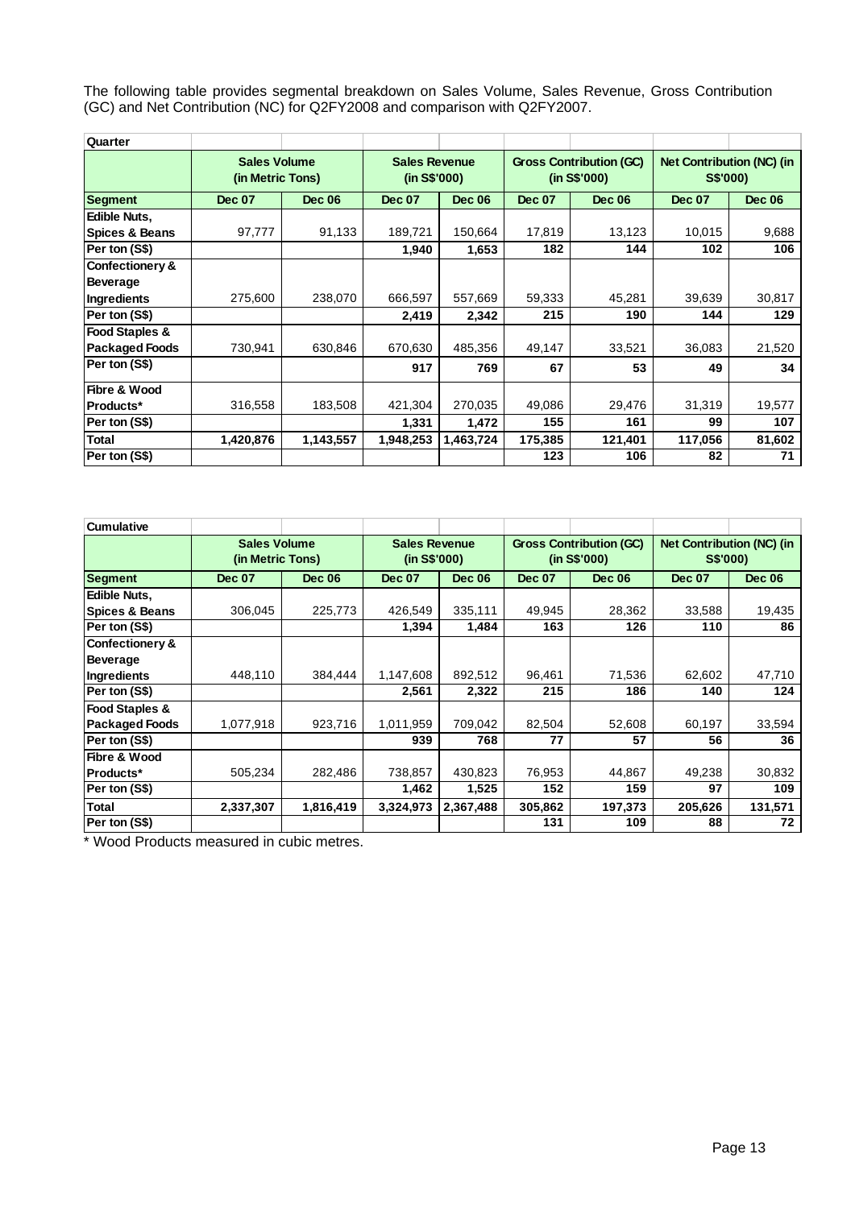The following table provides segmental breakdown on Sales Volume, Sales Revenue, Gross Contribution (GC) and Net Contribution (NC) for Q2FY2008 and comparison with Q2FY2007.

| **Quarter** | | | | | | | | |
|---|---|---|---|---|---|---|---|---|
| | **Sales Volume (in Metric Tons)** | | **Sales Revenue (in S$'000)** | | **Gross Contribution (GC) (in S$'000)** | | **Net Contribution (NC) (in S$'000)** | |
| **Segment** | **Dec 07** | **Dec 06** | **Dec 07** | **Dec 06** | **Dec 07** | **Dec 06** | **Dec 07** | **Dec 06** |
| **Edible Nuts, Spices & Beans** | 97,777 | 91,133 | 189,721 | 150,664 | 17,819 | 13,123 | 10,015 | 9,688 |
| **Per ton (S$)** | | | **1,940** | **1,653** | **182** | **144** | **102** | **106** |
| **Confectionery & Beverage Ingredients** | 275,600 | 238,070 | 666,597 | 557,669 | 59,333 | 45,281 | 39,639 | 30,817 |
| **Per ton (S$)** | | | **2,419** | **2,342** | **215** | **190** | **144** | **129** |
| **Food Staples & Packaged Foods** | 730,941 | 630,846 | 670,630 | 485,356 | 49,147 | 33,521 | 36,083 | 21,520 |
| **Per ton (S$)** | | | **917** | **769** | **67** | **53** | **49** | **34** |
| **Fibre & Wood Products*** | 316,558 | 183,508 | 421,304 | 270,035 | 49,086 | 29,476 | 31,319 | 19,577 |
| **Per ton (S$)** | | | **1,331** | **1,472** | **155** | **161** | **99** | **107** |
| **Total** | **1,420,876** | **1,143,557** | **1,948,253** | **1,463,724** | **175,385** | **121,401** | **117,056** | **81,602** |
| **Per ton (S$)** | | | | | **123** | **106** | **82** | **71** |

| **Cumulative** | | | | | | | | |
|---|---|---|---|---|---|---|---|---|
| | **Sales Volume (in Metric Tons)** | | **Sales Revenue (in S$'000)** | | **Gross Contribution (GC) (in S$'000)** | | **Net Contribution (NC) (in S$'000)** | |
| **Segment** | **Dec 07** | **Dec 06** | **Dec 07** | **Dec 06** | **Dec 07** | **Dec 06** | **Dec 07** | **Dec 06** |
| **Edible Nuts, Spices & Beans** | 306,045 | 225,773 | 426,549 | 335,111 | 49,945 | 28,362 | 33,588 | 19,435 |
| **Per ton (S$)** | | | **1,394** | **1,484** | **163** | **126** | **110** | **86** |
| **Confectionery & Beverage Ingredients** | 448,110 | 384,444 | 1,147,608 | 892,512 | 96,461 | 71,536 | 62,602 | 47,710 |
| **Per ton (S$)** | | | **2,561** | **2,322** | **215** | **186** | **140** | **124** |
| **Food Staples & Packaged Foods** | 1,077,918 | 923,716 | 1,011,959 | 709,042 | 82,504 | 52,608 | 60,197 | 33,594 |
| **Per ton (S$)** | | | **939** | **768** | **77** | **57** | **56** | **36** |
| **Fibre & Wood Products*** | 505,234 | 282,486 | 738,857 | 430,823 | 76,953 | 44,867 | 49,238 | 30,832 |
| **Per ton (S$)** | | | **1,462** | **1,525** | **152** | **159** | **97** | **109** |
| **Total** | **2,337,307** | **1,816,419** | **3,324,973** | **2,367,488** | **305,862** | **197,373** | **205,626** | **131,571** |
| **Per ton (S$)** | | | | | **131** | **109** | **88** | **72** |

* Wood Products measured in cubic metres.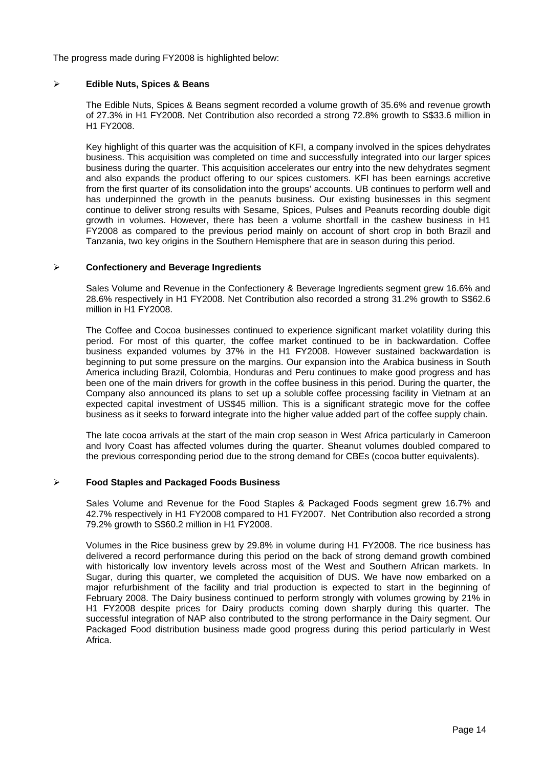The progress made during FY2008 is highlighted below:

- **Edible Nuts, Spices & Beans**

  The Edible Nuts, Spices & Beans segment recorded a volume growth of 35.6% and revenue growth of 27.3% in H1 FY2008. Net Contribution also recorded a strong 72.8% growth to S$33.6 million in H1 FY2008.

  Key highlight of this quarter was the acquisition of KFI, a company involved in the spices dehydrates business. This acquisition was completed on time and successfully integrated into our larger spices business during the quarter. This acquisition accelerates our entry into the new dehydrates segment and also expands the product offering to our spices customers. KFI has been earnings accretive from the first quarter of its consolidation into the groups' accounts. UB continues to perform well and has underpinned the growth in the peanuts business. Our existing businesses in this segment continue to deliver strong results with Sesame, Spices, Pulses and Peanuts recording double digit growth in volumes. However, there has been a volume shortfall in the cashew business in H1 FY2008 as compared to the previous period mainly on account of short crop in both Brazil and Tanzania, two key origins in the Southern Hemisphere that are in season during this period.

- **Confectionery and Beverage Ingredients**

  Sales Volume and Revenue in the Confectionery & Beverage Ingredients segment grew 16.6% and 28.6% respectively in H1 FY2008. Net Contribution also recorded a strong 31.2% growth to S$62.6 million in H1 FY2008.

  The Coffee and Cocoa businesses continued to experience significant market volatility during this period. For most of this quarter, the coffee market continued to be in backwardation. Coffee business expanded volumes by 37% in the H1 FY2008. However sustained backwardation is beginning to put some pressure on the margins. Our expansion into the Arabica business in South America including Brazil, Colombia, Honduras and Peru continues to make good progress and has been one of the main drivers for growth in the coffee business in this period. During the quarter, the Company also announced its plans to set up a soluble coffee processing facility in Vietnam at an expected capital investment of US$45 million. This is a significant strategic move for the coffee business as it seeks to forward integrate into the higher value added part of the coffee supply chain.

  The late cocoa arrivals at the start of the main crop season in West Africa particularly in Cameroon and Ivory Coast has affected volumes during the quarter. Sheanut volumes doubled compared to the previous corresponding period due to the strong demand for CBEs (cocoa butter equivalents).

- **Food Staples and Packaged Foods Business**

  Sales Volume and Revenue for the Food Staples & Packaged Foods segment grew 16.7% and 42.7% respectively in H1 FY2008 compared to H1 FY2007. Net Contribution also recorded a strong 79.2% growth to S$60.2 million in H1 FY2008.

  Volumes in the Rice business grew by 29.8% in volume during H1 FY2008. The rice business has delivered a record performance during this period on the back of strong demand growth combined with historically low inventory levels across most of the West and Southern African markets. In Sugar, during this quarter, we completed the acquisition of DUS. We have now embarked on a major refurbishment of the facility and trial production is expected to start in the beginning of February 2008. The Dairy business continued to perform strongly with volumes growing by 21% in H1 FY2008 despite prices for Dairy products coming down sharply during this quarter. The successful integration of NAP also contributed to the strong performance in the Dairy segment. Our Packaged Food distribution business made good progress during this period particularly in West Africa.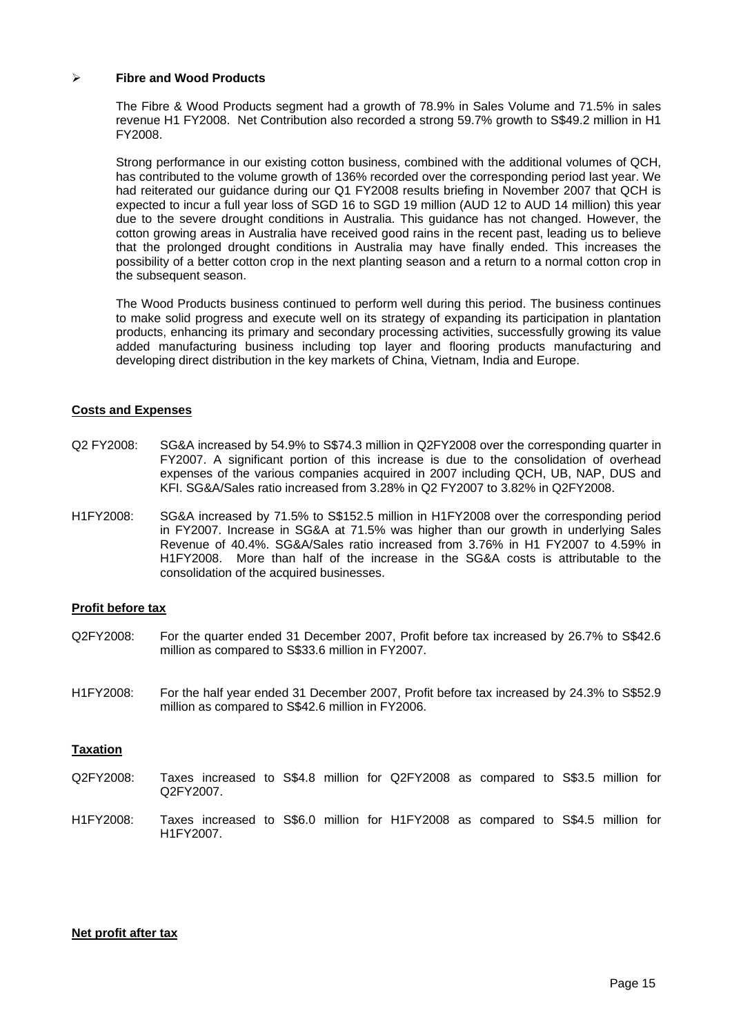- **Fibre and Wood Products**

  The Fibre & Wood Products segment had a growth of 78.9% in Sales Volume and 71.5% in sales revenue H1 FY2008. Net Contribution also recorded a strong 59.7% growth to S$49.2 million in H1 FY2008.

  Strong performance in our existing cotton business, combined with the additional volumes of QCH, has contributed to the volume growth of 136% recorded over the corresponding period last year. We had reiterated our guidance during our Q1 FY2008 results briefing in November 2007 that QCH is expected to incur a full year loss of SGD 16 to SGD 19 million (AUD 12 to AUD 14 million) this year due to the severe drought conditions in Australia. This guidance has not changed. However, the cotton growing areas in Australia have received good rains in the recent past, leading us to believe that the prolonged drought conditions in Australia may have finally ended. This increases the possibility of a better cotton crop in the next planting season and a return to a normal cotton crop in the subsequent season.

  The Wood Products business continued to perform well during this period. The business continues to make solid progress and execute well on its strategy of expanding its participation in plantation products, enhancing its primary and secondary processing activities, successfully growing its value added manufacturing business including top layer and flooring products manufacturing and developing direct distribution in the key markets of China, Vietnam, India and Europe.

**Costs and Expenses**

Q2 FY2008: SG&A increased by 54.9% to S$74.3 million in Q2FY2008 over the corresponding quarter in FY2007. A significant portion of this increase is due to the consolidation of overhead expenses of the various companies acquired in 2007 including QCH, UB, NAP, DUS and KFI. SG&A/Sales ratio increased from 3.28% in Q2 FY2007 to 3.82% in Q2FY2008.

H1FY2008: SG&A increased by 71.5% to S$152.5 million in H1FY2008 over the corresponding period in FY2007. Increase in SG&A at 71.5% was higher than our growth in underlying Sales Revenue of 40.4%. SG&A/Sales ratio increased from 3.76% in H1 FY2007 to 4.59% in H1FY2008. More than half of the increase in the SG&A costs is attributable to the consolidation of the acquired businesses.

**Profit before tax**

Q2FY2008: For the quarter ended 31 December 2007, Profit before tax increased by 26.7% to S$42.6 million as compared to S$33.6 million in FY2007.

H1FY2008: For the half year ended 31 December 2007, Profit before tax increased by 24.3% to S$52.9 million as compared to S$42.6 million in FY2006.

**Taxation**

Q2FY2008: Taxes increased to S$4.8 million for Q2FY2008 as compared to S$3.5 million for Q2FY2007.

H1FY2008: Taxes increased to S$6.0 million for H1FY2008 as compared to S$4.5 million for H1FY2007.

**Net profit after tax**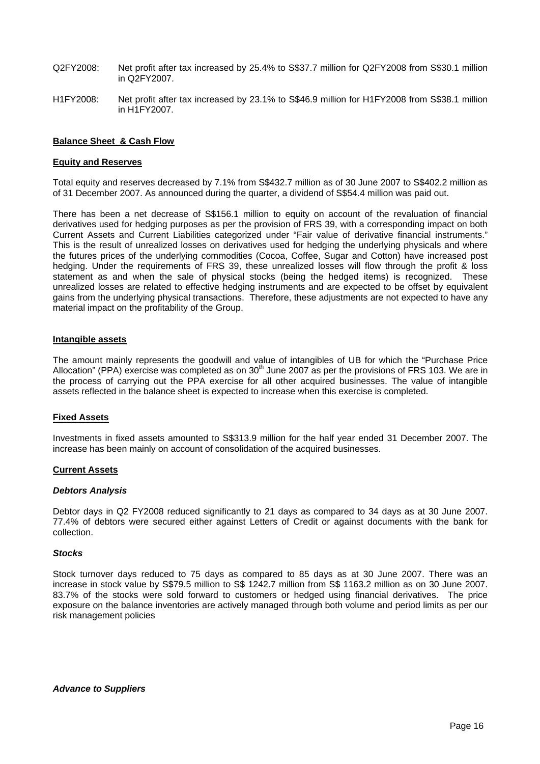Q2FY2008: Net profit after tax increased by 25.4% to S$37.7 million for Q2FY2008 from S$30.1 million in Q2FY2007.

H1FY2008: Net profit after tax increased by 23.1% to S$46.9 million for H1FY2008 from S$38.1 million in H1FY2007.

## Balance Sheet & Cash Flow

### Equity and Reserves

Total equity and reserves decreased by 7.1% from S$432.7 million as of 30 June 2007 to S$402.2 million as of 31 December 2007. As announced during the quarter, a dividend of S$54.4 million was paid out.

There has been a net decrease of S$156.1 million to equity on account of the revaluation of financial derivatives used for hedging purposes as per the provision of FRS 39, with a corresponding impact on both Current Assets and Current Liabilities categorized under "Fair value of derivative financial instruments." This is the result of unrealized losses on derivatives used for hedging the underlying physicals and where the futures prices of the underlying commodities (Cocoa, Coffee, Sugar and Cotton) have increased post hedging. Under the requirements of FRS 39, these unrealized losses will flow through the profit & loss statement as and when the sale of physical stocks (being the hedged items) is recognized. These unrealized losses are related to effective hedging instruments and are expected to be offset by equivalent gains from the underlying physical transactions. Therefore, these adjustments are not expected to have any material impact on the profitability of the Group.

### Intangible assets

The amount mainly represents the goodwill and value of intangibles of UB for which the "Purchase Price Allocation" (PPA) exercise was completed as on 30th June 2007 as per the provisions of FRS 103. We are in the process of carrying out the PPA exercise for all other acquired businesses. The value of intangible assets reflected in the balance sheet is expected to increase when this exercise is completed.

### Fixed Assets

Investments in fixed assets amounted to S$313.9 million for the half year ended 31 December 2007. The increase has been mainly on account of consolidation of the acquired businesses.

### Current Assets

#### *Debtors Analysis*

Debtor days in Q2 FY2008 reduced significantly to 21 days as compared to 34 days as at 30 June 2007. 77.4% of debtors were secured either against Letters of Credit or against documents with the bank for collection.

#### *Stocks*

Stock turnover days reduced to 75 days as compared to 85 days as at 30 June 2007. There was an increase in stock value by S$79.5 million to S$ 1242.7 million from S$ 1163.2 million as on 30 June 2007. 83.7% of the stocks were sold forward to customers or hedged using financial derivatives. The price exposure on the balance inventories are actively managed through both volume and period limits as per our risk management policies

#### *Advance to Suppliers*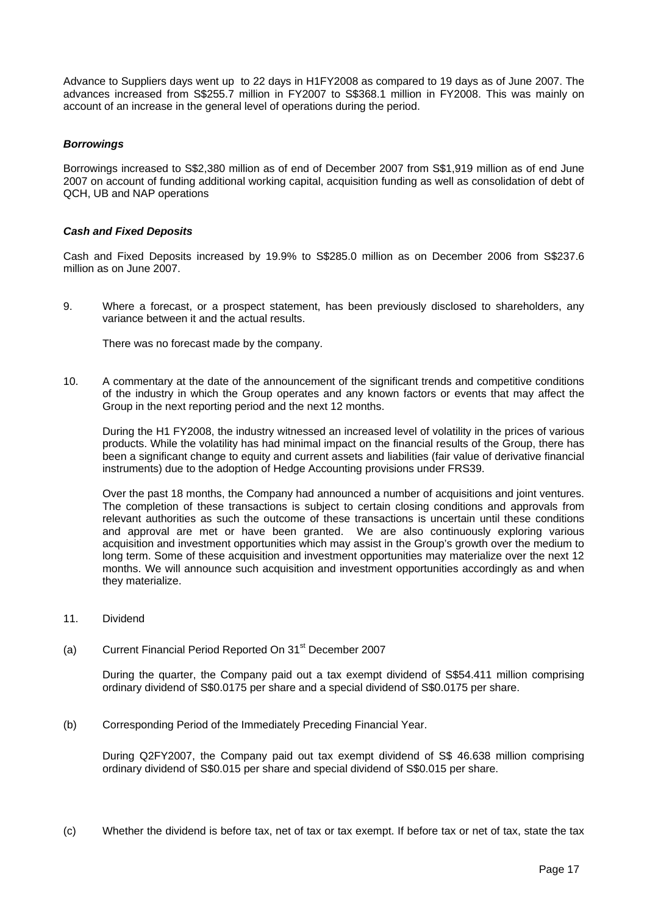Advance to Suppliers days went up to 22 days in H1FY2008 as compared to 19 days as of June 2007. The advances increased from S$255.7 million in FY2007 to S$368.1 million in FY2008. This was mainly on account of an increase in the general level of operations during the period.

***Borrowings***

Borrowings increased to S$2,380 million as of end of December 2007 from S$1,919 million as of end June 2007 on account of funding additional working capital, acquisition funding as well as consolidation of debt of QCH, UB and NAP operations

***Cash and Fixed Deposits***

Cash and Fixed Deposits increased by 19.9% to S$285.0 million as on December 2006 from S$237.6 million as on June 2007.

9. Where a forecast, or a prospect statement, has been previously disclosed to shareholders, any variance between it and the actual results.

   There was no forecast made by the company.

10. A commentary at the date of the announcement of the significant trends and competitive conditions of the industry in which the Group operates and any known factors or events that may affect the Group in the next reporting period and the next 12 months.

    During the H1 FY2008, the industry witnessed an increased level of volatility in the prices of various products. While the volatility has had minimal impact on the financial results of the Group, there has been a significant change to equity and current assets and liabilities (fair value of derivative financial instruments) due to the adoption of Hedge Accounting provisions under FRS39.

    Over the past 18 months, the Company had announced a number of acquisitions and joint ventures. The completion of these transactions is subject to certain closing conditions and approvals from relevant authorities as such the outcome of these transactions is uncertain until these conditions and approval are met or have been granted. We are also continuously exploring various acquisition and investment opportunities which may assist in the Group's growth over the medium to long term. Some of these acquisition and investment opportunities may materialize over the next 12 months. We will announce such acquisition and investment opportunities accordingly as and when they materialize.

11. Dividend

(a) Current Financial Period Reported On 31st December 2007

   During the quarter, the Company paid out a tax exempt dividend of S$54.411 million comprising ordinary dividend of S$0.0175 per share and a special dividend of S$0.0175 per share.

(b) Corresponding Period of the Immediately Preceding Financial Year.

   During Q2FY2007, the Company paid out tax exempt dividend of S$ 46.638 million comprising ordinary dividend of S$0.015 per share and special dividend of S$0.015 per share.

(c) Whether the dividend is before tax, net of tax or tax exempt. If before tax or net of tax, state the tax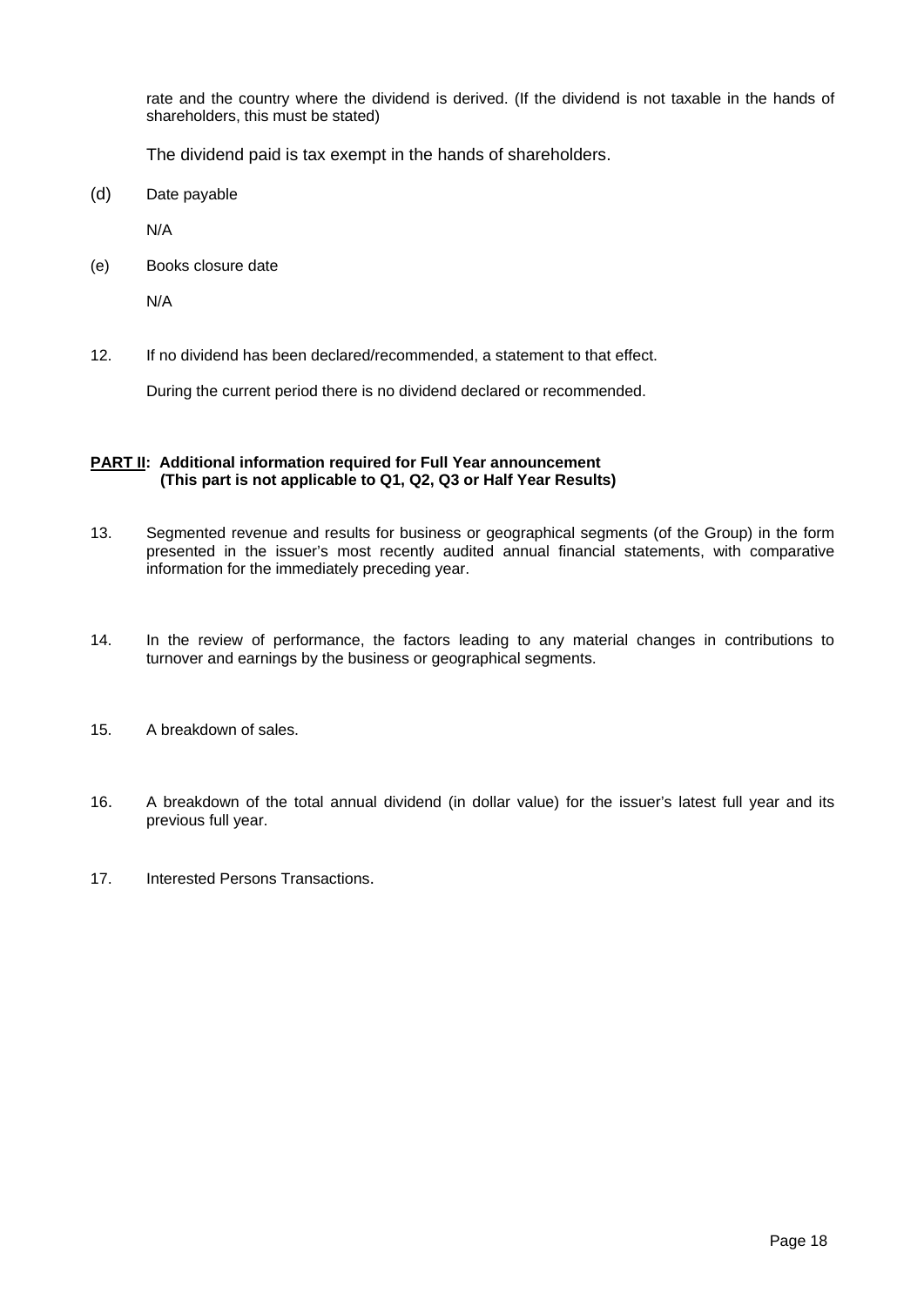rate and the country where the dividend is derived. (If the dividend is not taxable in the hands of shareholders, this must be stated)

The dividend paid is tax exempt in the hands of shareholders.

(d) Date payable

N/A

(e) Books closure date

N/A

12. If no dividend has been declared/recommended, a statement to that effect.

During the current period there is no dividend declared or recommended.

**PART II: Additional information required for Full Year announcement (This part is not applicable to Q1, Q2, Q3 or Half Year Results)**

13. Segmented revenue and results for business or geographical segments (of the Group) in the form presented in the issuer's most recently audited annual financial statements, with comparative information for the immediately preceding year.

14. In the review of performance, the factors leading to any material changes in contributions to turnover and earnings by the business or geographical segments.

15. A breakdown of sales.

16. A breakdown of the total annual dividend (in dollar value) for the issuer's latest full year and its previous full year.

17. Interested Persons Transactions.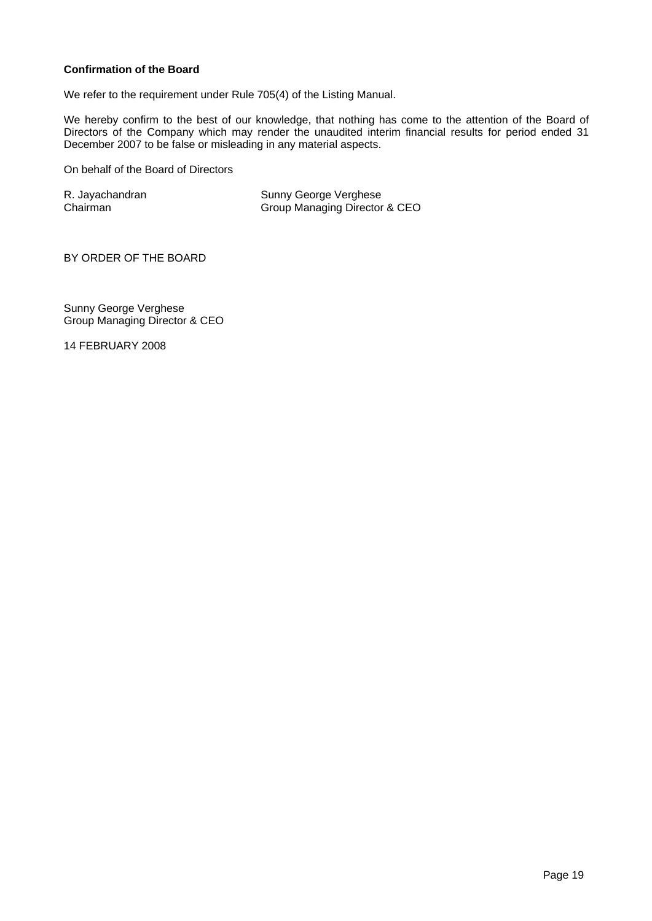**Confirmation of the Board**

We refer to the requirement under Rule 705(4) of the Listing Manual.

We hereby confirm to the best of our knowledge, that nothing has come to the attention of the Board of Directors of the Company which may render the unaudited interim financial results for period ended 31 December 2007 to be false or misleading in any material aspects.

On behalf of the Board of Directors

| | |
|---|---|
| R. Jayachandran | Sunny George Verghese |
| Chairman | Group Managing Director & CEO |

BY ORDER OF THE BOARD

Sunny George Verghese
Group Managing Director & CEO

14 FEBRUARY 2008